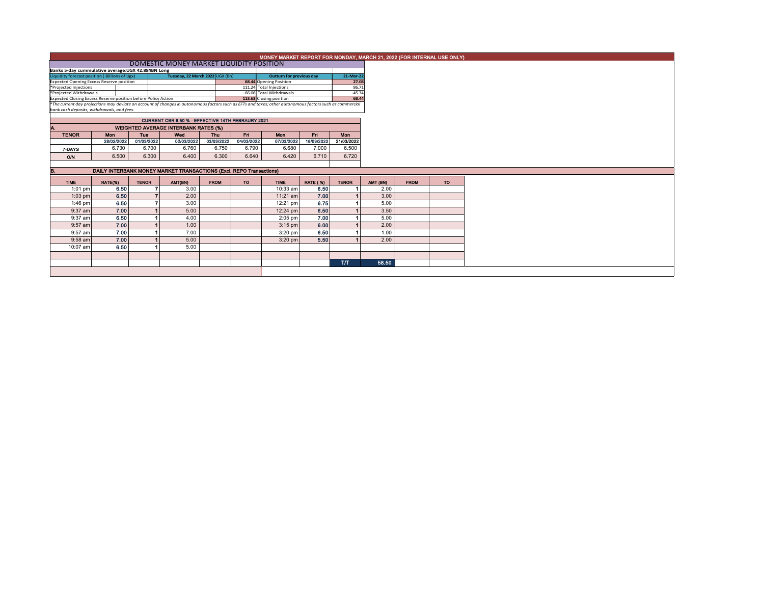# MONEY MARKET REPORT FOR MONDAY, MARCH 21, 2022 (FOR INTERNAL USE ONLY)

## DOMESTIC MONEY MARKET LIQUIDITY POSITION

**Banks 5-day cummulative average:UGX 42.884BN Long**

| Liquidity forecast position ( Billions of Ugx) | Tuesday, 22 March 2022 UGX (Bn) | Outturn for previous day | 21-Mar-22 |
|---|---|---|---|
| Expected Opening Excess Reserve position | 68.44 | Opening Position | 27.08 |
| *Projected Injections | 111.24 | Total Injections | 86.71 |
| *Projected Withdrawals | -66.06 | Total Withdrawals | -45.34 |
| Expected Closing Excess Reserve position before Policy Action | 113.63 | Closing position | 68.44 |

*The current day projections may deviate on account of changes in autonomous factors such as EFTs and taxes; other autonomous factors such as commercial bank cash deposits, withdrawals, and fees.*

### CURRENT CBR 6.50 % - EFFECTIVE 14TH FEBRAURY 2021

### A. WEIGHTED AVERAGE INTERBANK RATES (%)

| TENOR | Mon | Tue | Wed | Thu | Fri | Mon | Fri | Mon |
|---|---|---|---|---|---|---|---|---|
| | 28/02/2022 | 01/03/2022 | 02/03/2022 | 03/03/2022 | 04/03/2022 | 07/03/2022 | 18/03/2022 | 21/03/2022 |
| 7-DAYS | 6.730 | 6.700 | 6.760 | 6.750 | 6.790 | 6.680 | 7.000 | 6.500 |
| O/N | 6.500 | 6.300 | 6.400 | 6.300 | 6.640 | 6.420 | 6.710 | 6.720 |

### B. DAILY INTERBANK MONEY MARKET TRANSACTIONS (Excl. REPO Transactions)

| TIME | RATE(%) | TENOR | AMT(BN) | FROM | TO | TIME | RATE ( %) | TENOR | AMT (BN) | FROM | TO |
|---|---|---|---|---|---|---|---|---|---|---|---|
| 1:01 pm | 6.50 | 7 | 3.00 | | | 10:33 am | 6.50 | 1 | 2.00 | | |
| 1:03 pm | 6.50 | 7 | 2.00 | | | 11:21 am | 7.00 | 1 | 3.00 | | |
| 1:46 pm | 6.50 | 7 | 3.00 | | | 12:21 pm | 6.75 | 1 | 5.00 | | |
| 9:37 am | 7.00 | 1 | 5.00 | | | 12:24 pm | 6.50 | 1 | 3.50 | | |
| 9:37 am | 6.50 | 1 | 4.00 | | | 2:05 pm | 7.00 | 1 | 5.00 | | |
| 9:57 am | 7.00 | 1 | 1.00 | | | 3:15 pm | 6.00 | 1 | 2.00 | | |
| 9:57 am | 7.00 | 1 | 7.00 | | | 3:20 pm | 6.50 | 1 | 1.00 | | |
| 9:58 am | 7.00 | 1 | 5.00 | | | 3:20 pm | 5.50 | 1 | 2.00 | | |
| 10:07 am | 6.50 | 1 | 5.00 | | | | | | | | |
| | | | | | | | | T/T | 58.50 | | |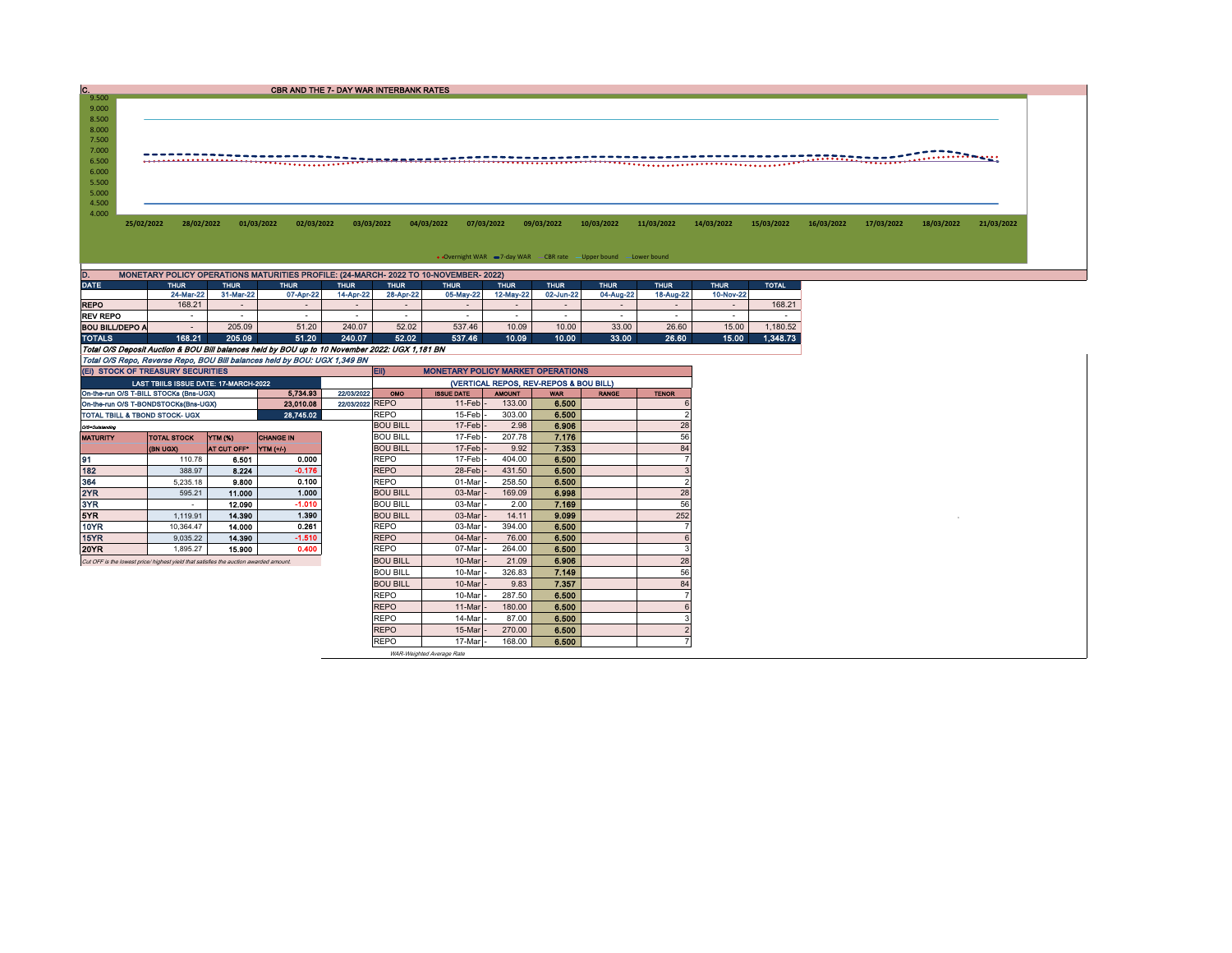## C. CBR AND THE 7- DAY WAR INTERBANK RATES

9.500
9.000
8.500
8.000
7.500
7.000
6.500
6.000
5.500
5.000
4.500
4.000

25/02/2022 28/02/2022 01/03/2022 02/03/2022 03/03/2022 04/03/2022 07/03/2022 09/03/2022 10/03/2022 11/03/2022 14/03/2022 15/03/2022 16/03/2022 17/03/2022 18/03/2022 21/03/2022

Overnight WAR 7-day WAR CBR rate Upper bound Lower bound

## D. MONETARY POLICY OPERATIONS MATURITIES PROFILE: (24-MARCH- 2022 TO 10-NOVEMBER- 2022)

| DATE | THUR | THUR | THUR | THUR | THUR | THUR | THUR | THUR | THUR | THUR | THUR | TOTAL |
|---|---|---|---|---|---|---|---|---|---|---|---|---|
| | 24-Mar-22 | 31-Mar-22 | 07-Apr-22 | 14-Apr-22 | 28-Apr-22 | 05-May-22 | 12-May-22 | 02-Jun-22 | 04-Aug-22 | 18-Aug-22 | 10-Nov-22 | |
| REPO | 168.21 | - | - | - | - | - | - | - | - | - | - | 168.21 |
| REV REPO | - | - | - | - | - | - | - | - | - | - | - | - |
| BOU BILL/DEPO A | - | 205.09 | 51.20 | 240.07 | 52.02 | 537.46 | 10.09 | 10.00 | 33.00 | 26.60 | 15.00 | 1,180.52 |
| TOTALS | 168.21 | 205.09 | 51.20 | 240.07 | 52.02 | 537.46 | 10.09 | 10.00 | 33.00 | 26.60 | 15.00 | 1,348.73 |

*Total O/S Deposit Auction & BOU Bill balances held by BOU up to 10 November 2022: UGX 1,181 BN*

*Total O/S Repo, Reverse Repo, BOU Bill balances held by BOU: UGX 1,349 BN*

## (EI) STOCK OF TREASURY SECURITIES

| LAST TBIILS ISSUE DATE: 17-MARCH-2022 | | |
|---|---|---|
| On-the-run O/S T-BILL STOCKs (Bns-UGX) | 5,734.93 | 22/03/2022 |
| On-the-run O/S T-BONDSTOCKs(Bns-UGX) | 23,010.08 | 22/03/2022 |
| TOTAL TBILL & TBOND STOCK- UGX | 28,745.02 | |

O/S=Outstanding

| MATURITY | TOTAL STOCK (BN UGX) | YTM (%) AT CUT OFF* | CHANGE IN YTM (+/-) |
|---|---|---|---|
| 91 | 110.78 | 6.501 | 0.000 |
| 182 | 388.97 | 8.224 | -0.176 |
| 364 | 5,235.18 | 9.800 | 0.100 |
| 2YR | 595.21 | 11.000 | 1.000 |
| 3YR | - | 12.090 | -1.010 |
| 5YR | 1,119.91 | 14.390 | 1.390 |
| 10YR | 10,364.47 | 14.000 | 0.261 |
| 15YR | 9,035.22 | 14.390 | -1.510 |
| 20YR | 1,895.27 | 15.900 | 0.400 |

*Cut OFF is the lowest price/ highest yield that satisfies the auction awarded amount.*

## EII) MONETARY POLICY MARKET OPERATIONS

(VERTICAL REPOS, REV-REPOS & BOU BILL)

| OMO | ISSUE DATE | AMOUNT | WAR | RANGE | TENOR |
|---|---|---|---|---|---|
| REPO | 11-Feb | 133.00 | 6.500 | | 6 |
| REPO | 15-Feb | 303.00 | 6.500 | | 2 |
| BOU BILL | 17-Feb | 2.98 | 6.906 | | 28 |
| BOU BILL | 17-Feb | 207.78 | 7.176 | | 56 |
| BOU BILL | 17-Feb | 9.92 | 7.353 | | 84 |
| REPO | 17-Feb | 404.00 | 6.500 | | 7 |
| REPO | 28-Feb | 431.50 | 6.500 | | 3 |
| REPO | 01-Mar | 258.50 | 6.500 | | 2 |
| BOU BILL | 03-Mar | 169.09 | 6.998 | | 28 |
| BOU BILL | 03-Mar | 2.00 | 7.169 | | 56 |
| BOU BILL | 03-Mar | 14.11 | 9.099 | | 252 |
| REPO | 03-Mar | 394.00 | 6.500 | | 7 |
| REPO | 04-Mar | 76.00 | 6.500 | | 6 |
| REPO | 07-Mar | 264.00 | 6.500 | | 3 |
| BOU BILL | 10-Mar | 21.09 | 6.906 | | 28 |
| BOU BILL | 10-Mar | 326.83 | 7.149 | | 56 |
| BOU BILL | 10-Mar | 9.83 | 7.357 | | 84 |
| REPO | 10-Mar | 287.50 | 6.500 | | 7 |
| REPO | 11-Mar | 180.00 | 6.500 | | 6 |
| REPO | 14-Mar | 87.00 | 6.500 | | 3 |
| REPO | 15-Mar | 270.00 | 6.500 | | 2 |
| REPO | 17-Mar | 168.00 | 6.500 | | 7 |

*WAR-Weighted Average Rate*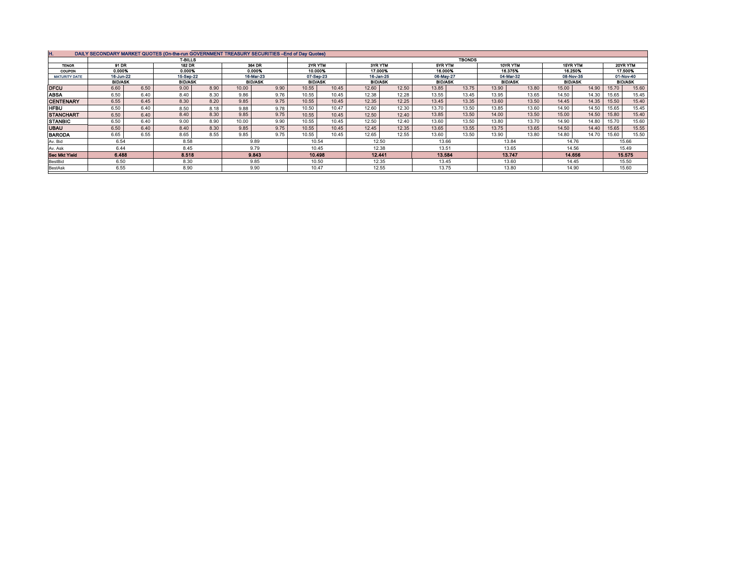| H. DAILY SECONDARY MARKET QUOTES (On-the-run GOVERNMENT TREASURY SECURITIES –End of Day Quotes) | | | | | | | | | | | | | | | | | | |
|---|---|---|---|---|---|---|---|---|---|---|---|---|---|---|---|---|---|---|
| | T-BILLS | | | | | | TBONDS | | | | | | | | | | | |
| TENOR | 91 DR | | 182 DR | | 364 DR | | 2YR YTM | | 3YR YTM | | 5YR YTM | | 10YR YTM | | 15YR YTM | | 20YR YTM | |
| COUPON | 0.000% | | 0.000% | | 0.000% | | 10.000% | | 17.000% | | 16.000% | | 16.375% | | 16.250% | | 17.500% | |
| MATURITY DATE | 16-Jun-22 | | 15-Sep-22 | | 16-Mar-23 | | 07-Sep-23 | | 16-Jan-25 | | 06-May-27 | | 04-Mar-32 | | 08-Nov-35 | | 01-Nov-40 | |
| | BID/ASK | | BID/ASK | | BID/ASK | | BID/ASK | | BID/ASK | | BID/ASK | | BID/ASK | | BID/ASK | | BID/ASK | |
| DFCU | 6.60 | 6.50 | 9.00 | 8.90 | 10.00 | 9.90 | 10.55 | 10.45 | 12.60 | 12.50 | 13.85 | 13.75 | 13.90 | 13.80 | 15.00 | 14.90 | 15.70 | 15.60 |
| ABSA | 6.50 | 6.40 | 8.40 | 8.30 | 9.86 | 9.76 | 10.55 | 10.45 | 12.38 | 12.28 | 13.55 | 13.45 | 13.95 | 13.65 | 14.50 | 14.30 | 15.65 | 15.45 |
| CENTENARY | 6.55 | 6.45 | 8.30 | 8.20 | 9.85 | 9.75 | 10.55 | 10.45 | 12.35 | 12.25 | 13.45 | 13.35 | 13.60 | 13.50 | 14.45 | 14.35 | 15.50 | 15.40 |
| HFBU | 6.50 | 6.40 | 8.50 | 8.18 | 9.88 | 9.78 | 10.50 | 10.47 | 12.60 | 12.30 | 13.70 | 13.50 | 13.85 | 13.60 | 14.90 | 14.50 | 15.65 | 15.45 |
| STANCHART | 6.50 | 6.40 | 8.40 | 8.30 | 9.85 | 9.75 | 10.55 | 10.45 | 12.50 | 12.40 | 13.85 | 13.50 | 14.00 | 13.50 | 15.00 | 14.50 | 15.80 | 15.40 |
| STANBIC | 6.50 | 6.40 | 9.00 | 8.90 | 10.00 | 9.90 | 10.55 | 10.45 | 12.50 | 12.40 | 13.60 | 13.50 | 13.80 | 13.70 | 14.90 | 14.80 | 15.70 | 15.60 |
| UBAU | 6.50 | 6.40 | 8.40 | 8.30 | 9.85 | 9.75 | 10.55 | 10.45 | 12.45 | 12.35 | 13.65 | 13.55 | 13.75 | 13.65 | 14.50 | 14.40 | 15.65 | 15.55 |
| BARODA | 6.65 | 6.55 | 8.65 | 8.55 | 9.85 | 9.75 | 10.55 | 10.45 | 12.65 | 12.55 | 13.60 | 13.50 | 13.90 | 13.80 | 14.80 | 14.70 | 15.60 | 15.50 |
| Av. Bid | 6.54 | | 8.58 | | 9.89 | | 10.54 | | 12.50 | | 13.66 | | 13.84 | | 14.76 | | 15.66 | |
| Av. Ask | 6.44 | | 8.45 | | 9.79 | | 10.45 | | 12.38 | | 13.51 | | 13.65 | | 14.56 | | 15.49 | |
| Sec Mkt Yield | 6.488 | | 8.518 | | 9.843 | | 10.498 | | 12.441 | | 13.584 | | 13.747 | | 14.656 | | 15.575 | |
| BestBid | 6.50 | | 8.30 | | 9.85 | | 10.50 | | 12.35 | | 13.45 | | 13.60 | | 14.45 | | 15.50 | |
| BestAsk | 6.55 | | 8.90 | | 9.90 | | 10.47 | | 12.55 | | 13.75 | | 13.80 | | 14.90 | | 15.60 | |